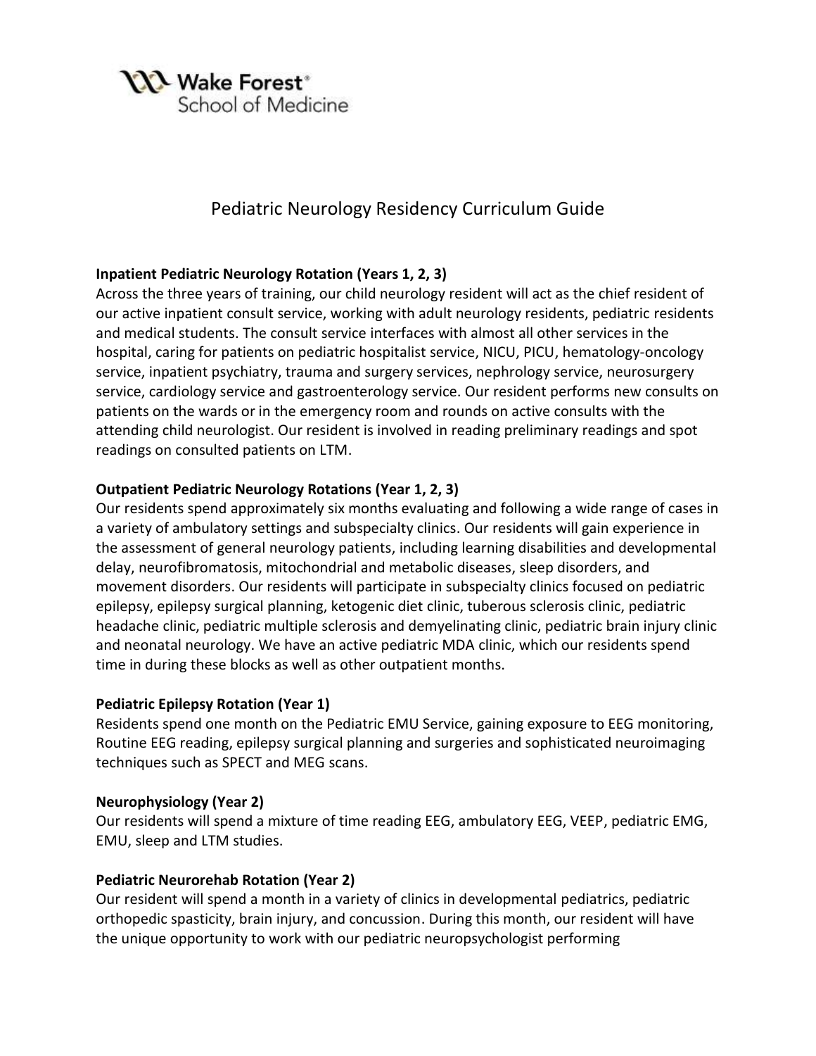Wake Forest® School of Medicine

# Pediatric Neurology Residency Curriculum Guide

**Inpatient Pediatric Neurology Rotation (Years 1, 2, 3)**

Across the three years of training, our child neurology resident will act as the chief resident of our active inpatient consult service, working with adult neurology residents, pediatric residents and medical students. The consult service interfaces with almost all other services in the hospital, caring for patients on pediatric hospitalist service, NICU, PICU, hematology-oncology service, inpatient psychiatry, trauma and surgery services, nephrology service, neurosurgery service, cardiology service and gastroenterology service. Our resident performs new consults on patients on the wards or in the emergency room and rounds on active consults with the attending child neurologist. Our resident is involved in reading preliminary readings and spot readings on consulted patients on LTM.

**Outpatient Pediatric Neurology Rotations (Year 1, 2, 3)**

Our residents spend approximately six months evaluating and following a wide range of cases in a variety of ambulatory settings and subspecialty clinics. Our residents will gain experience in the assessment of general neurology patients, including learning disabilities and developmental delay, neurofibromatosis, mitochondrial and metabolic diseases, sleep disorders, and movement disorders. Our residents will participate in subspecialty clinics focused on pediatric epilepsy, epilepsy surgical planning, ketogenic diet clinic, tuberous sclerosis clinic, pediatric headache clinic, pediatric multiple sclerosis and demyelinating clinic, pediatric brain injury clinic and neonatal neurology. We have an active pediatric MDA clinic, which our residents spend time in during these blocks as well as other outpatient months.

**Pediatric Epilepsy Rotation (Year 1)**

Residents spend one month on the Pediatric EMU Service, gaining exposure to EEG monitoring, Routine EEG reading, epilepsy surgical planning and surgeries and sophisticated neuroimaging techniques such as SPECT and MEG scans.

**Neurophysiology (Year 2)**

Our residents will spend a mixture of time reading EEG, ambulatory EEG, VEEP, pediatric EMG, EMU, sleep and LTM studies.

**Pediatric Neurorehab Rotation (Year 2)**

Our resident will spend a month in a variety of clinics in developmental pediatrics, pediatric orthopedic spasticity, brain injury, and concussion. During this month, our resident will have the unique opportunity to work with our pediatric neuropsychologist performing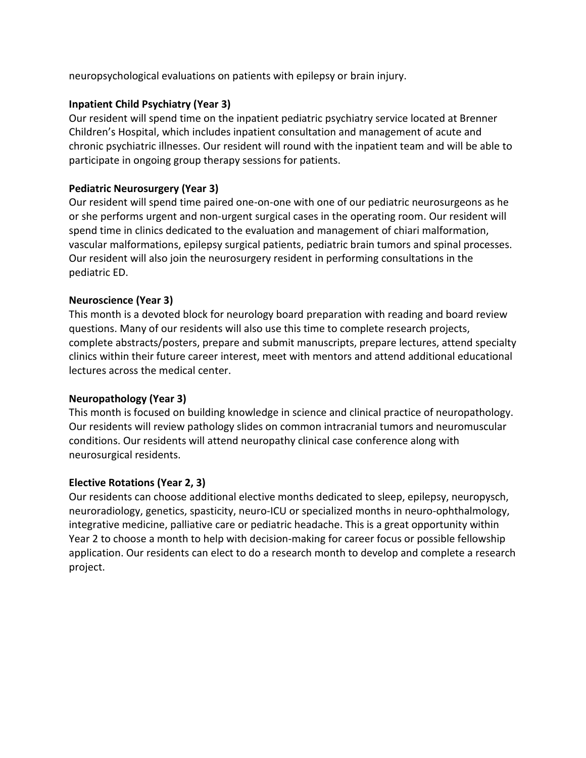neuropsychological evaluations on patients with epilepsy or brain injury.

**Inpatient Child Psychiatry (Year 3)**
Our resident will spend time on the inpatient pediatric psychiatry service located at Brenner Children's Hospital, which includes inpatient consultation and management of acute and chronic psychiatric illnesses. Our resident will round with the inpatient team and will be able to participate in ongoing group therapy sessions for patients.

**Pediatric Neurosurgery (Year 3)**
Our resident will spend time paired one-on-one with one of our pediatric neurosurgeons as he or she performs urgent and non-urgent surgical cases in the operating room. Our resident will spend time in clinics dedicated to the evaluation and management of chiari malformation, vascular malformations, epilepsy surgical patients, pediatric brain tumors and spinal processes. Our resident will also join the neurosurgery resident in performing consultations in the pediatric ED.

**Neuroscience (Year 3)**
This month is a devoted block for neurology board preparation with reading and board review questions. Many of our residents will also use this time to complete research projects, complete abstracts/posters, prepare and submit manuscripts, prepare lectures, attend specialty clinics within their future career interest, meet with mentors and attend additional educational lectures across the medical center.

**Neuropathology (Year 3)**
This month is focused on building knowledge in science and clinical practice of neuropathology. Our residents will review pathology slides on common intracranial tumors and neuromuscular conditions. Our residents will attend neuropathy clinical case conference along with neurosurgical residents.

**Elective Rotations (Year 2, 3)**
Our residents can choose additional elective months dedicated to sleep, epilepsy, neuropysch, neuroradiology, genetics, spasticity, neuro-ICU or specialized months in neuro-ophthalmology, integrative medicine, palliative care or pediatric headache. This is a great opportunity within Year 2 to choose a month to help with decision-making for career focus or possible fellowship application. Our residents can elect to do a research month to develop and complete a research project.